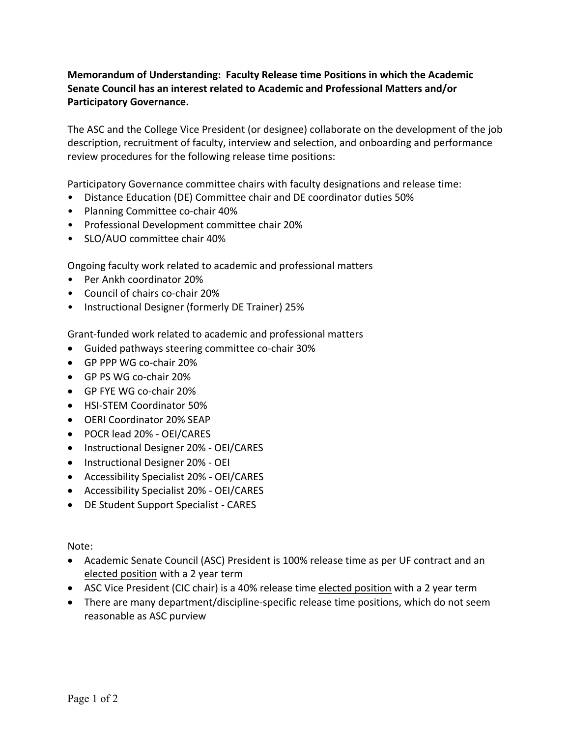**Memorandum of Understanding: Faculty Release time Positions in which the Academic Senate Council has an interest related to Academic and Professional Matters and/or Participatory Governance.**

The ASC and the College Vice President (or designee) collaborate on the development of the job description, recruitment of faculty, interview and selection, and onboarding and performance review procedures for the following release time positions:

Participatory Governance committee chairs with faculty designations and release time:

- Distance Education (DE) Committee chair and DE coordinator duties 50%
- Planning Committee co-chair 40%
- Professional Development committee chair 20%
- SLO/AUO committee chair 40%

Ongoing faculty work related to academic and professional matters

- Per Ankh coordinator 20%
- Council of chairs co-chair 20%
- Instructional Designer (formerly DE Trainer) 25%

Grant-funded work related to academic and professional matters

- Guided pathways steering committee co-chair 30%
- GP PPP WG co-chair 20%
- GP PS WG co-chair 20%
- GP FYE WG co-chair 20%
- HSI-STEM Coordinator 50%
- OERI Coordinator 20% SEAP
- POCR lead 20% - OEI/CARES
- Instructional Designer 20% - OEI/CARES
- Instructional Designer 20% - OEI
- Accessibility Specialist 20% - OEI/CARES
- Accessibility Specialist 20% - OEI/CARES
- DE Student Support Specialist - CARES

Note:

- Academic Senate Council (ASC) President is 100% release time as per UF contract and an elected position with a 2 year term
- ASC Vice President (CIC chair) is a 40% release time elected position with a 2 year term
- There are many department/discipline-specific release time positions, which do not seem reasonable as ASC purview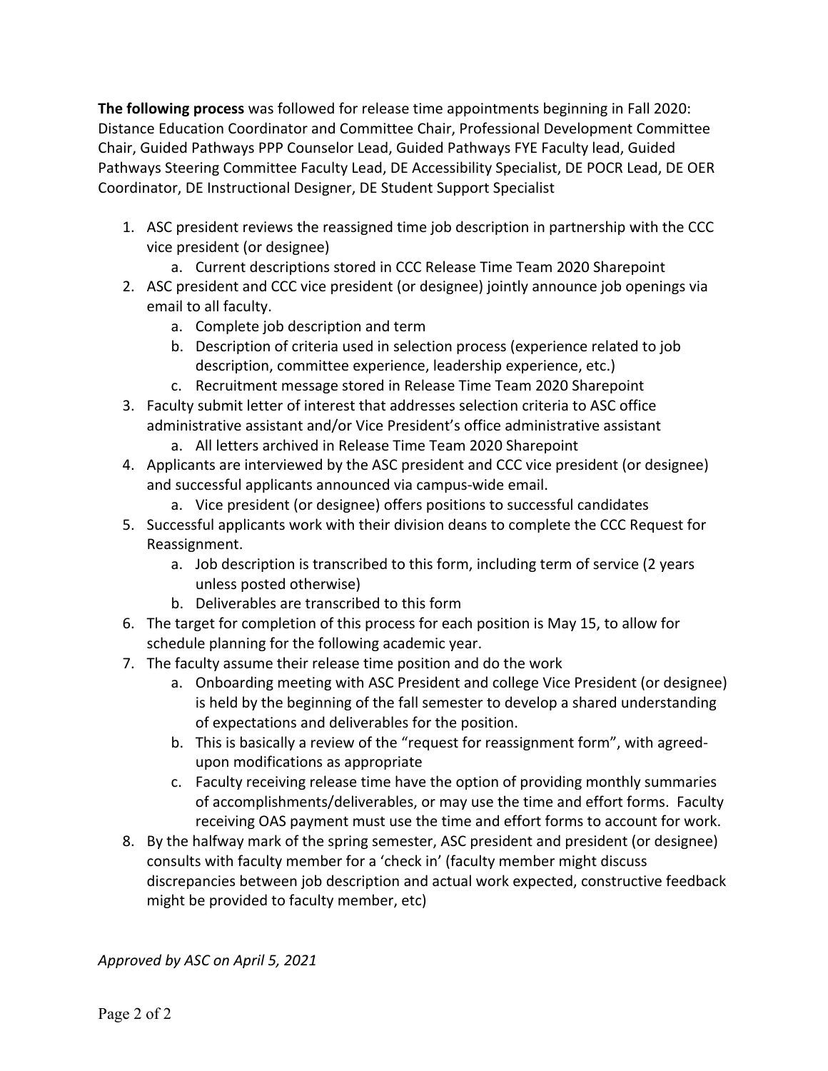**The following process** was followed for release time appointments beginning in Fall 2020: Distance Education Coordinator and Committee Chair, Professional Development Committee Chair, Guided Pathways PPP Counselor Lead, Guided Pathways FYE Faculty lead, Guided Pathways Steering Committee Faculty Lead, DE Accessibility Specialist, DE POCR Lead, DE OER Coordinator, DE Instructional Designer, DE Student Support Specialist

1. ASC president reviews the reassigned time job description in partnership with the CCC vice president (or designee)
   a. Current descriptions stored in CCC Release Time Team 2020 Sharepoint
2. ASC president and CCC vice president (or designee) jointly announce job openings via email to all faculty.
   a. Complete job description and term
   b. Description of criteria used in selection process (experience related to job description, committee experience, leadership experience, etc.)
   c. Recruitment message stored in Release Time Team 2020 Sharepoint
3. Faculty submit letter of interest that addresses selection criteria to ASC office administrative assistant and/or Vice President's office administrative assistant
   a. All letters archived in Release Time Team 2020 Sharepoint
4. Applicants are interviewed by the ASC president and CCC vice president (or designee) and successful applicants announced via campus-wide email.
   a. Vice president (or designee) offers positions to successful candidates
5. Successful applicants work with their division deans to complete the CCC Request for Reassignment.
   a. Job description is transcribed to this form, including term of service (2 years unless posted otherwise)
   b. Deliverables are transcribed to this form
6. The target for completion of this process for each position is May 15, to allow for schedule planning for the following academic year.
7. The faculty assume their release time position and do the work
   a. Onboarding meeting with ASC President and college Vice President (or designee) is held by the beginning of the fall semester to develop a shared understanding of expectations and deliverables for the position.
   b. This is basically a review of the "request for reassignment form", with agreed-upon modifications as appropriate
   c. Faculty receiving release time have the option of providing monthly summaries of accomplishments/deliverables, or may use the time and effort forms. Faculty receiving OAS payment must use the time and effort forms to account for work.
8. By the halfway mark of the spring semester, ASC president and president (or designee) consults with faculty member for a 'check in' (faculty member might discuss discrepancies between job description and actual work expected, constructive feedback might be provided to faculty member, etc)

*Approved by ASC on April 5, 2021*